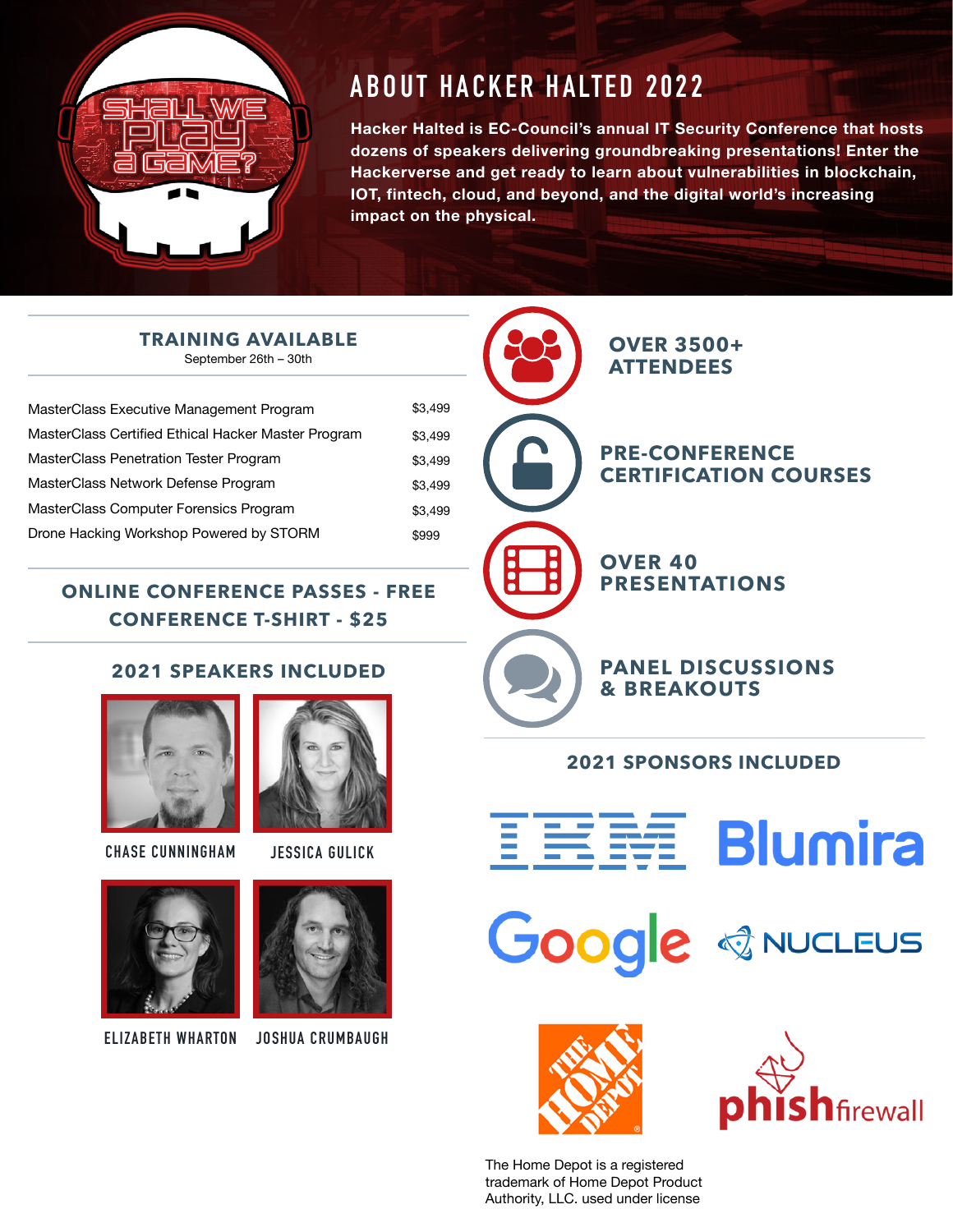SHALL WE PLAY A GAME?

# ABOUT HACKER HALTED 2022

**Hacker Halted is EC-Council's annual IT Security Conference that hosts dozens of speakers delivering groundbreaking presentations! Enter the Hackerverse and get ready to learn about vulnerabilities in blockchain, IOT, fintech, cloud, and beyond, and the digital world's increasing impact on the physical.**

## TRAINING AVAILABLE

September 26th – 30th

| Program | Price |
| --- | --- |
| MasterClass Executive Management Program | $3,499 |
| MasterClass Certified Ethical Hacker Master Program | $3,499 |
| MasterClass Penetration Tester Program | $3,499 |
| MasterClass Network Defense Program | $3,499 |
| MasterClass Computer Forensics Program | $3,499 |
| Drone Hacking Workshop Powered by STORM | $999 |

## ONLINE CONFERENCE PASSES - FREE

## CONFERENCE T-SHIRT - $25

## 2021 SPEAKERS INCLUDED

- CHASE CUNNINGHAM
- JESSICA GULICK
- ELIZABETH WHARTON
- JOSHUA CRUMBAUGH

**OVER 3500+ ATTENDEES**

**PRE-CONFERENCE CERTIFICATION COURSES**

**OVER 40 PRESENTATIONS**

**PANEL DISCUSSIONS & BREAKOUTS**

## 2021 SPONSORS INCLUDED

- IBM
- Blumira
- Google
- NUCLEUS
- The Home Depot
- phishfirewall

The Home Depot is a registered trademark of Home Depot Product Authority, LLC. used under license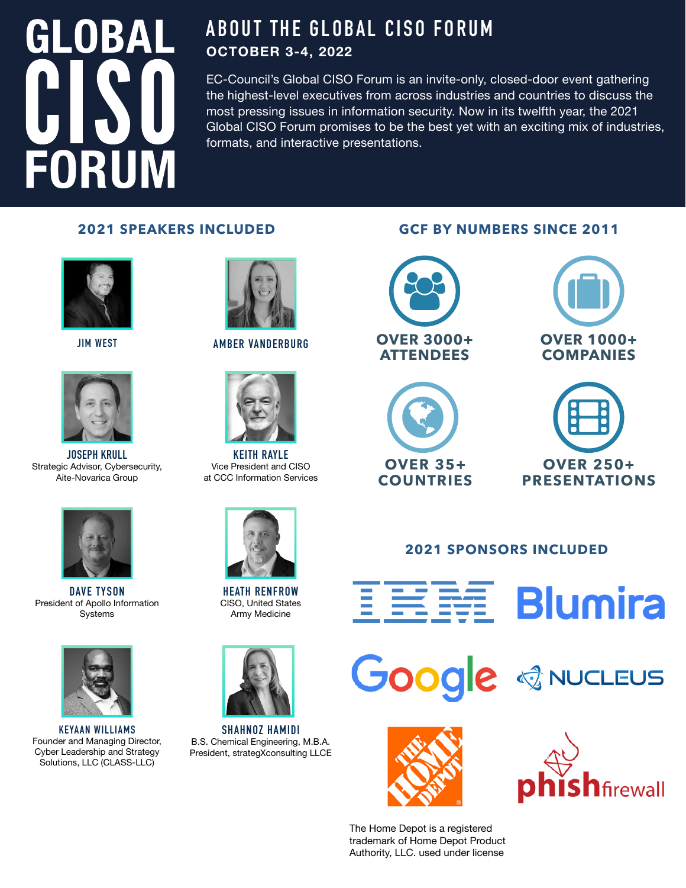# GLOBAL CISO FORUM

## ABOUT THE GLOBAL CISO FORUM

**OCTOBER 3-4, 2022**

EC-Council's Global CISO Forum is an invite-only, closed-door event gathering the highest-level executives from across industries and countries to discuss the most pressing issues in information security. Now in its twelfth year, the 2021 Global CISO Forum promises to be the best yet with an exciting mix of industries, formats, and interactive presentations.

## 2021 SPEAKERS INCLUDED

**JIM WEST**

**AMBER VANDERBURG**

**JOSEPH KRULL**
Strategic Advisor, Cybersecurity, Aite-Novarica Group

**KEITH RAYLE**
Vice President and CISO at CCC Information Services

**DAVE TYSON**
President of Apollo Information Systems

**HEATH RENFROW**
CISO, United States Army Medicine

**KEYAAN WILLIAMS**
Founder and Managing Director, Cyber Leadership and Strategy Solutions, LLC (CLASS-LLC)

**SHAHNOZ HAMIDI**
B.S. Chemical Engineering, M.B.A.
President, strategXconsulting LLCE

## GCF BY NUMBERS SINCE 2011

- **OVER 3000+ ATTENDEES**
- **OVER 1000+ COMPANIES**
- **OVER 35+ COUNTRIES**
- **OVER 250+ PRESENTATIONS**

## 2021 SPONSORS INCLUDED

- IBM
- Blumira
- Google
- NUCLEUS
- The Home Depot
- phishfirewall

The Home Depot is a registered trademark of Home Depot Product Authority, LLC. used under license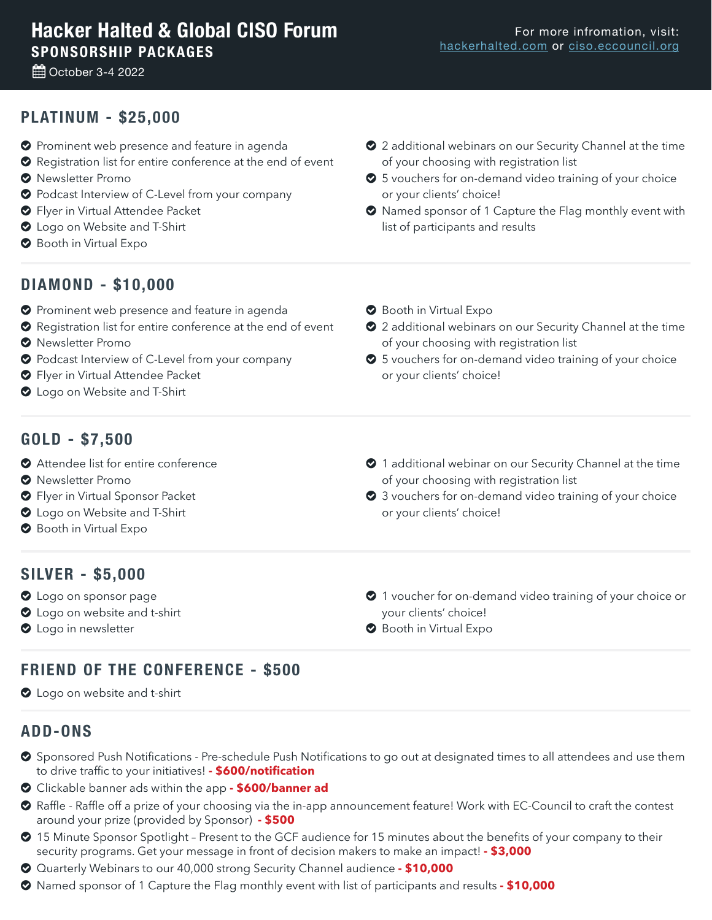# Hacker Halted & Global CISO Forum

## SPONSORSHIP PACKAGES

October 3-4 2022

For more infromation, visit: hackerhalted.com or ciso.eccouncil.org

## PLATINUM - $25,000

- Prominent web presence and feature in agenda
- Registration list for entire conference at the end of event
- Newsletter Promo
- Podcast Interview of C-Level from your company
- Flyer in Virtual Attendee Packet
- Logo on Website and T-Shirt
- Booth in Virtual Expo
- 2 additional webinars on our Security Channel at the time of your choosing with registration list
- 5 vouchers for on-demand video training of your choice or your clients' choice!
- Named sponsor of 1 Capture the Flag monthly event with list of participants and results

## DIAMOND - $10,000

- Prominent web presence and feature in agenda
- Registration list for entire conference at the end of event
- Newsletter Promo
- Podcast Interview of C-Level from your company
- Flyer in Virtual Attendee Packet
- Logo on Website and T-Shirt
- Booth in Virtual Expo
- 2 additional webinars on our Security Channel at the time of your choosing with registration list
- 5 vouchers for on-demand video training of your choice or your clients' choice!

## GOLD - $7,500

- Attendee list for entire conference
- Newsletter Promo
- Flyer in Virtual Sponsor Packet
- Logo on Website and T-Shirt
- Booth in Virtual Expo
- 1 additional webinar on our Security Channel at the time of your choosing with registration list
- 3 vouchers for on-demand video training of your choice or your clients' choice!

## SILVER - $5,000

- Logo on sponsor page
- Logo on website and t-shirt
- Logo in newsletter
- 1 voucher for on-demand video training of your choice or your clients' choice!
- Booth in Virtual Expo

## FRIEND OF THE CONFERENCE - $500

- Logo on website and t-shirt

## ADD-ONS

- Sponsored Push Notifications - Pre-schedule Push Notifications to go out at designated times to all attendees and use them to drive traffic to your initiatives! **- $600/notification**
- Clickable banner ads within the app **- $600/banner ad**
- Raffle - Raffle off a prize of your choosing via the in-app announcement feature! Work with EC-Council to craft the contest around your prize (provided by Sponsor) **- $500**
- 15 Minute Sponsor Spotlight – Present to the GCF audience for 15 minutes about the benefits of your company to their security programs. Get your message in front of decision makers to make an impact! **- $3,000**
- Quarterly Webinars to our 40,000 strong Security Channel audience **- $10,000**
- Named sponsor of 1 Capture the Flag monthly event with list of participants and results **- $10,000**